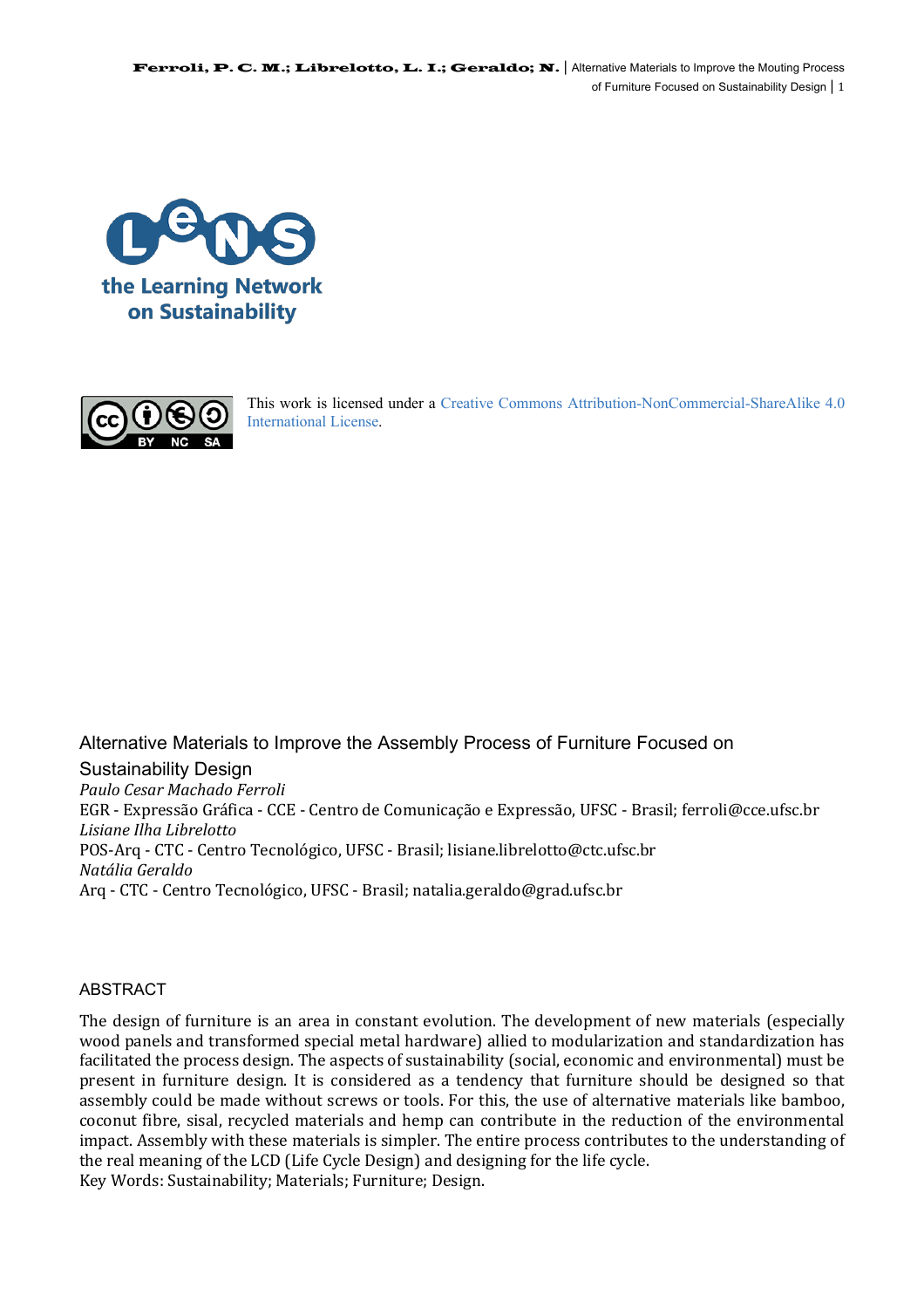This work is licensed under a Creative Commons Attribution-NonCommercial-ShareAlike 4.0 International License.

# Alternative Materials to Improve the Assembly Process of Furniture Focused on Sustainability Design

*Paulo Cesar Machado Ferroli*
EGR - Expressão Gráfica - CCE - Centro de Comunicação e Expressão, UFSC - Brasil; ferroli@cce.ufsc.br
*Lisiane Ilha Librelotto*
POS-Arq - CTC - Centro Tecnológico, UFSC - Brasil; lisiane.librelotto@ctc.ufsc.br
*Natália Geraldo*
Arq - CTC - Centro Tecnológico, UFSC - Brasil; natalia.geraldo@grad.ufsc.br

## ABSTRACT

The design of furniture is an area in constant evolution. The development of new materials (especially wood panels and transformed special metal hardware) allied to modularization and standardization has facilitated the process design. The aspects of sustainability (social, economic and environmental) must be present in furniture design. It is considered as a tendency that furniture should be designed so that assembly could be made without screws or tools. For this, the use of alternative materials like bamboo, coconut fibre, sisal, recycled materials and hemp can contribute in the reduction of the environmental impact. Assembly with these materials is simpler. The entire process contributes to the understanding of the real meaning of the LCD (Life Cycle Design) and designing for the life cycle.
Key Words: Sustainability; Materials; Furniture; Design.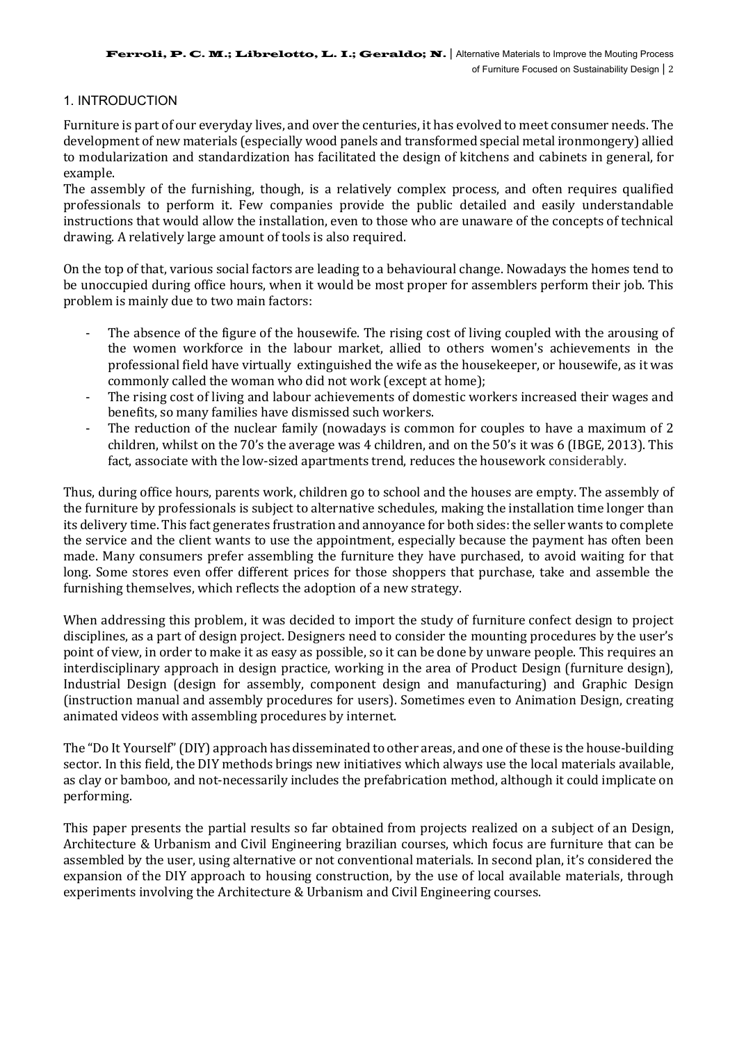## 1. INTRODUCTION

Furniture is part of our everyday lives, and over the centuries, it has evolved to meet consumer needs. The development of new materials (especially wood panels and transformed special metal ironmongery) allied to modularization and standardization has facilitated the design of kitchens and cabinets in general, for example.

The assembly of the furnishing, though, is a relatively complex process, and often requires qualified professionals to perform it. Few companies provide the public detailed and easily understandable instructions that would allow the installation, even to those who are unaware of the concepts of technical drawing. A relatively large amount of tools is also required.

On the top of that, various social factors are leading to a behavioural change. Nowadays the homes tend to be unoccupied during office hours, when it would be most proper for assemblers perform their job. This problem is mainly due to two main factors:

- The absence of the figure of the housewife. The rising cost of living coupled with the arousing of the women workforce in the labour market, allied to others women's achievements in the professional field have virtually extinguished the wife as the housekeeper, or housewife, as it was commonly called the woman who did not work (except at home);
- The rising cost of living and labour achievements of domestic workers increased their wages and benefits, so many families have dismissed such workers.
- The reduction of the nuclear family (nowadays is common for couples to have a maximum of 2 children, whilst on the 70's the average was 4 children, and on the 50's it was 6 (IBGE, 2013). This fact, associate with the low-sized apartments trend, reduces the housework considerably.

Thus, during office hours, parents work, children go to school and the houses are empty. The assembly of the furniture by professionals is subject to alternative schedules, making the installation time longer than its delivery time. This fact generates frustration and annoyance for both sides: the seller wants to complete the service and the client wants to use the appointment, especially because the payment has often been made. Many consumers prefer assembling the furniture they have purchased, to avoid waiting for that long. Some stores even offer different prices for those shoppers that purchase, take and assemble the furnishing themselves, which reflects the adoption of a new strategy.

When addressing this problem, it was decided to import the study of furniture confect design to project disciplines, as a part of design project. Designers need to consider the mounting procedures by the user's point of view, in order to make it as easy as possible, so it can be done by unware people. This requires an interdisciplinary approach in design practice, working in the area of Product Design (furniture design), Industrial Design (design for assembly, component design and manufacturing) and Graphic Design (instruction manual and assembly procedures for users). Sometimes even to Animation Design, creating animated videos with assembling procedures by internet.

The "Do It Yourself" (DIY) approach has disseminated to other areas, and one of these is the house-building sector. In this field, the DIY methods brings new initiatives which always use the local materials available, as clay or bamboo, and not-necessarily includes the prefabrication method, although it could implicate on performing.

This paper presents the partial results so far obtained from projects realized on a subject of an Design, Architecture & Urbanism and Civil Engineering brazilian courses, which focus are furniture that can be assembled by the user, using alternative or not conventional materials. In second plan, it's considered the expansion of the DIY approach to housing construction, by the use of local available materials, through experiments involving the Architecture & Urbanism and Civil Engineering courses.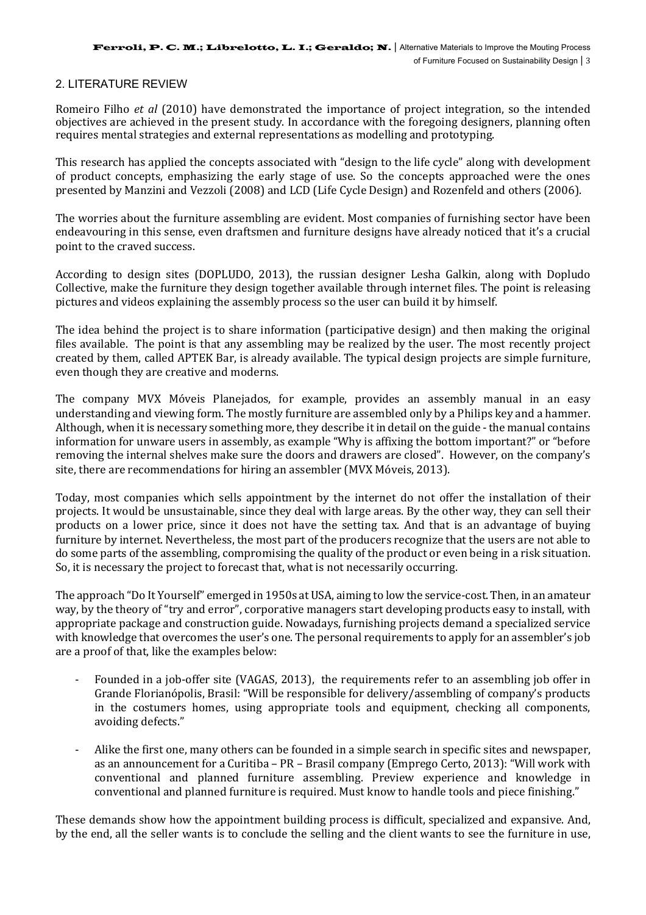## 2. LITERATURE REVIEW

Romeiro Filho *et al* (2010) have demonstrated the importance of project integration, so the intended objectives are achieved in the present study. In accordance with the foregoing designers, planning often requires mental strategies and external representations as modelling and prototyping.

This research has applied the concepts associated with "design to the life cycle" along with development of product concepts, emphasizing the early stage of use. So the concepts approached were the ones presented by Manzini and Vezzoli (2008) and LCD (Life Cycle Design) and Rozenfeld and others (2006).

The worries about the furniture assembling are evident. Most companies of furnishing sector have been endeavouring in this sense, even draftsmen and furniture designs have already noticed that it's a crucial point to the craved success.

According to design sites (DOPLUDO, 2013), the russian designer Lesha Galkin, along with Dopludo Collective, make the furniture they design together available through internet files. The point is releasing pictures and videos explaining the assembly process so the user can build it by himself.

The idea behind the project is to share information (participative design) and then making the original files available. The point is that any assembling may be realized by the user. The most recently project created by them, called APTEK Bar, is already available. The typical design projects are simple furniture, even though they are creative and moderns.

The company MVX Móveis Planejados, for example, provides an assembly manual in an easy understanding and viewing form. The mostly furniture are assembled only by a Philips key and a hammer. Although, when it is necessary something more, they describe it in detail on the guide - the manual contains information for unware users in assembly, as example "Why is affixing the bottom important?" or "before removing the internal shelves make sure the doors and drawers are closed". However, on the company's site, there are recommendations for hiring an assembler (MVX Móveis, 2013).

Today, most companies which sells appointment by the internet do not offer the installation of their projects. It would be unsustainable, since they deal with large areas. By the other way, they can sell their products on a lower price, since it does not have the setting tax. And that is an advantage of buying furniture by internet. Nevertheless, the most part of the producers recognize that the users are not able to do some parts of the assembling, compromising the quality of the product or even being in a risk situation. So, it is necessary the project to forecast that, what is not necessarily occurring.

The approach "Do It Yourself" emerged in 1950s at USA, aiming to low the service-cost. Then, in an amateur way, by the theory of "try and error", corporative managers start developing products easy to install, with appropriate package and construction guide. Nowadays, furnishing projects demand a specialized service with knowledge that overcomes the user's one. The personal requirements to apply for an assembler's job are a proof of that, like the examples below:

- Founded in a job-offer site (VAGAS, 2013), the requirements refer to an assembling job offer in Grande Florianópolis, Brasil: "Will be responsible for delivery/assembling of company's products in the costumers homes, using appropriate tools and equipment, checking all components, avoiding defects."
- Alike the first one, many others can be founded in a simple search in specific sites and newspaper, as an announcement for a Curitiba – PR – Brasil company (Emprego Certo, 2013): "Will work with conventional and planned furniture assembling. Preview experience and knowledge in conventional and planned furniture is required. Must know to handle tools and piece finishing."

These demands show how the appointment building process is difficult, specialized and expansive. And, by the end, all the seller wants is to conclude the selling and the client wants to see the furniture in use,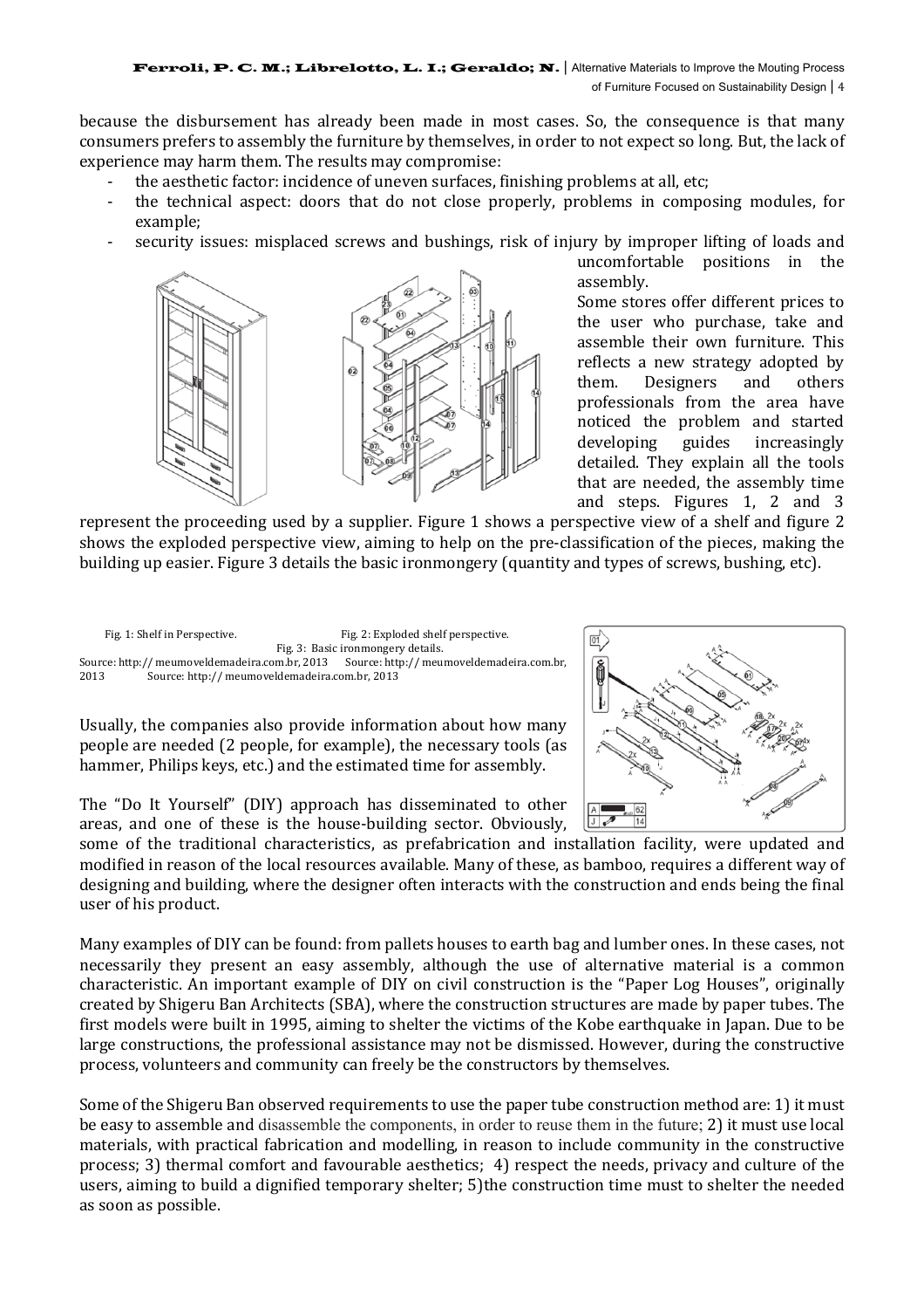because the disbursement has already been made in most cases. So, the consequence is that many consumers prefers to assembly the furniture by themselves, in order to not expect so long. But, the lack of experience may harm them. The results may compromise:

- the aesthetic factor: incidence of uneven surfaces, finishing problems at all, etc;
- the technical aspect: doors that do not close properly, problems in composing modules, for example;
- security issues: misplaced screws and bushings, risk of injury by improper lifting of loads and uncomfortable positions in the assembly.

Some stores offer different prices to the user who purchase, take and assemble their own furniture. This reflects a new strategy adopted by them. Designers and others professionals from the area have noticed the problem and started developing guides increasingly detailed. They explain all the tools that are needed, the assembly time and steps. Figures 1, 2 and 3 represent the proceeding used by a supplier. Figure 1 shows a perspective view of a shelf and figure 2 shows the exploded perspective view, aiming to help on the pre-classification of the pieces, making the building up easier. Figure 3 details the basic ironmongery (quantity and types of screws, bushing, etc).

Fig. 1: Shelf in Perspective. Source: http:// meumoveldemadeira.com.br, 2013

Fig. 2: Exploded shelf perspective. Source: http:// meumoveldemadeira.com.br, 2013

Fig. 3: Basic ironmongery details. Source: http:// meumoveldemadeira.com.br, 2013

Usually, the companies also provide information about how many people are needed (2 people, for example), the necessary tools (as hammer, Philips keys, etc.) and the estimated time for assembly.

The "Do It Yourself" (DIY) approach has disseminated to other areas, and one of these is the house-building sector. Obviously, some of the traditional characteristics, as prefabrication and installation facility, were updated and modified in reason of the local resources available. Many of these, as bamboo, requires a different way of designing and building, where the designer often interacts with the construction and ends being the final user of his product.

Many examples of DIY can be found: from pallets houses to earth bag and lumber ones. In these cases, not necessarily they present an easy assembly, although the use of alternative material is a common characteristic. An important example of DIY on civil construction is the "Paper Log Houses", originally created by Shigeru Ban Architects (SBA), where the construction structures are made by paper tubes. The first models were built in 1995, aiming to shelter the victims of the Kobe earthquake in Japan. Due to be large constructions, the professional assistance may not be dismissed. However, during the constructive process, volunteers and community can freely be the constructors by themselves.

Some of the Shigeru Ban observed requirements to use the paper tube construction method are: 1) it must be easy to assemble and disassemble the components, in order to reuse them in the future; 2) it must use local materials, with practical fabrication and modelling, in reason to include community in the constructive process; 3) thermal comfort and favourable aesthetics; 4) respect the needs, privacy and culture of the users, aiming to build a dignified temporary shelter; 5)the construction time must to shelter the needed as soon as possible.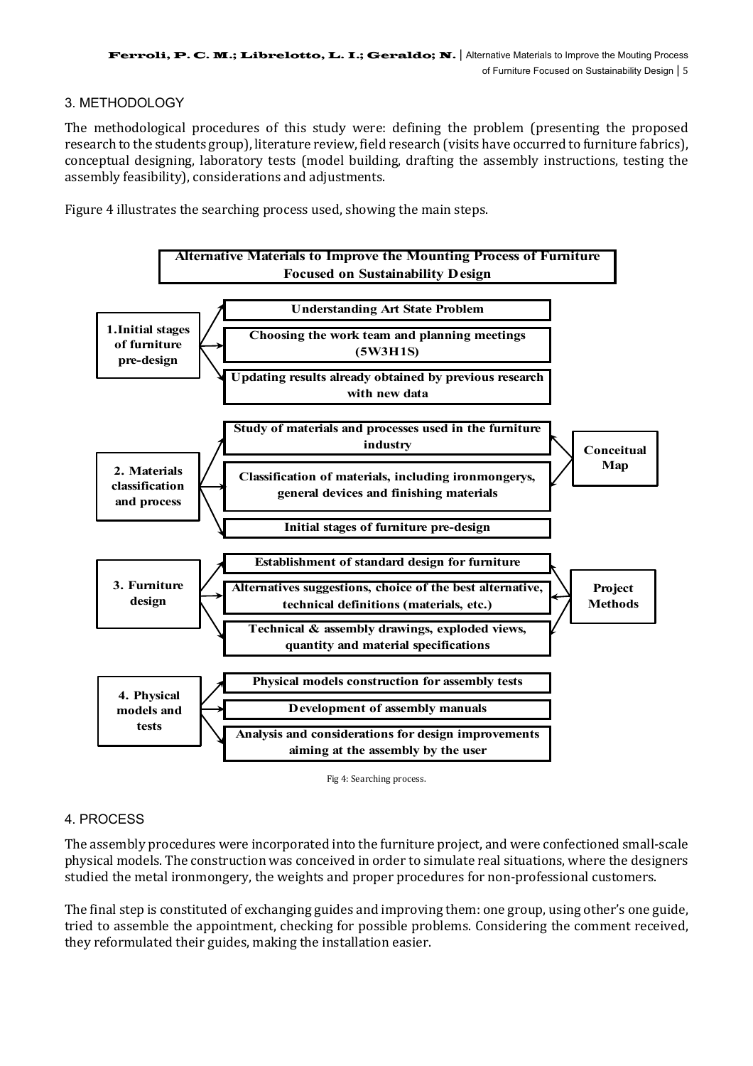## 3. METHODOLOGY

The methodological procedures of this study were: defining the problem (presenting the proposed research to the students group), literature review, field research (visits have occurred to furniture fabrics), conceptual designing, laboratory tests (model building, drafting the assembly instructions, testing the assembly feasibility), considerations and adjustments.

Figure 4 illustrates the searching process used, showing the main steps.

**Alternative Materials to Improve the Mounting Process of Furniture Focused on Sustainability Design**

- **1. Initial stages of furniture pre-design**
  - Understanding Art State Problem
  - Choosing the work team and planning meetings (5W3H1S)
  - Updating results already obtained by previous research with new data
- **2. Materials classification and process**
  - Study of materials and processes used in the furniture industry
  - Classification of materials, including ironmongerys, general devices and finishing materials
  - Initial stages of furniture pre-design
  - (Conceitual Map)
- **3. Furniture design**
  - Establishment of standard design for furniture
  - Alternatives suggestions, choice of the best alternative, technical definitions (materials, etc.)
  - Technical & assembly drawings, exploded views, quantity and material specifications
  - (Project Methods)
- **4. Physical models and tests**
  - Physical models construction for assembly tests
  - Development of assembly manuals
  - Analysis and considerations for design improvements aiming at the assembly by the user

Fig 4: Searching process.

## 4. PROCESS

The assembly procedures were incorporated into the furniture project, and were confectioned small-scale physical models. The construction was conceived in order to simulate real situations, where the designers studied the metal ironmongery, the weights and proper procedures for non-professional customers.

The final step is constituted of exchanging guides and improving them: one group, using other's one guide, tried to assemble the appointment, checking for possible problems. Considering the comment received, they reformulated their guides, making the installation easier.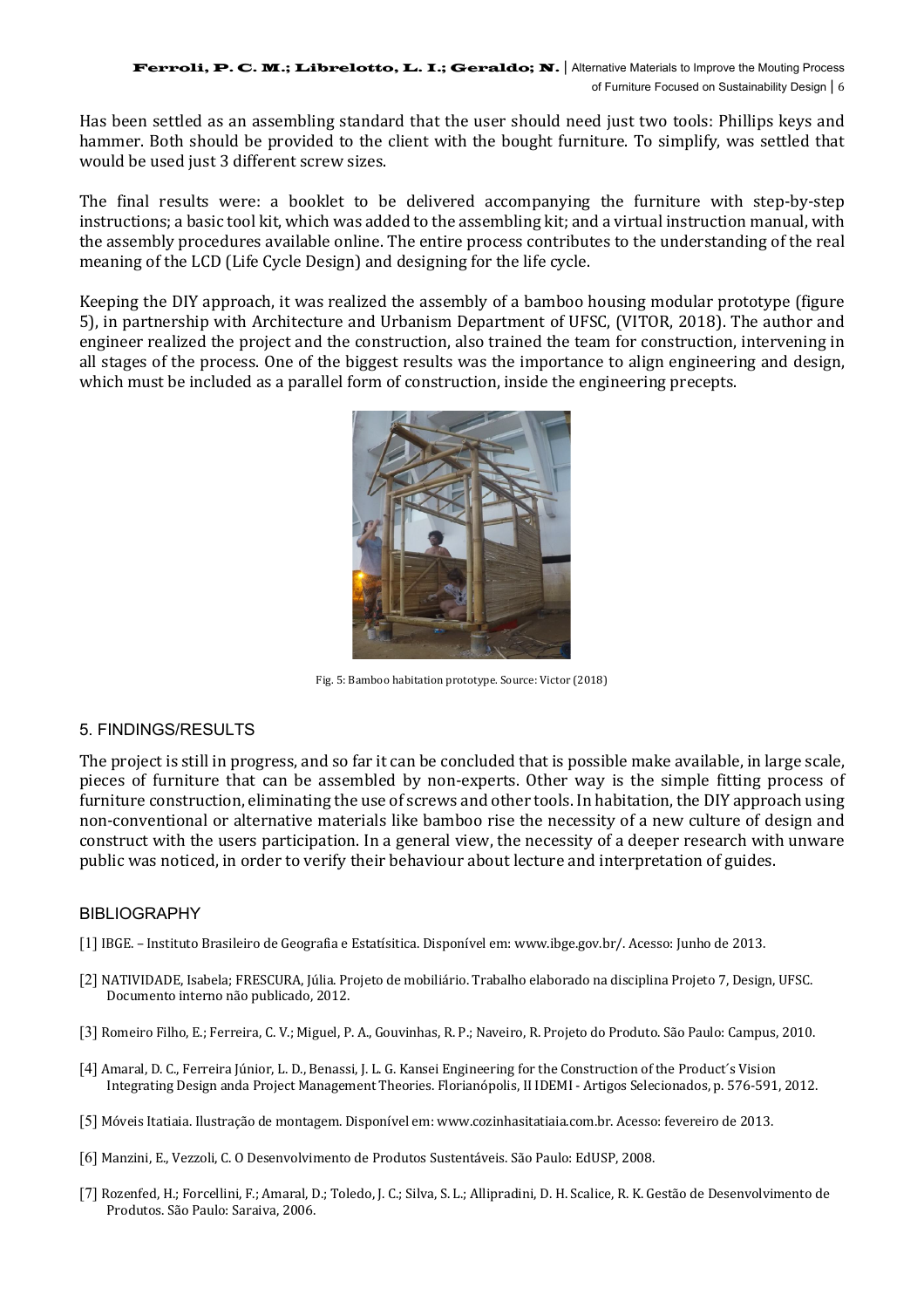Has been settled as an assembling standard that the user should need just two tools: Phillips keys and hammer. Both should be provided to the client with the bought furniture. To simplify, was settled that would be used just 3 different screw sizes.

The final results were: a booklet to be delivered accompanying the furniture with step-by-step instructions; a basic tool kit, which was added to the assembling kit; and a virtual instruction manual, with the assembly procedures available online. The entire process contributes to the understanding of the real meaning of the LCD (Life Cycle Design) and designing for the life cycle.

Keeping the DIY approach, it was realized the assembly of a bamboo housing modular prototype (figure 5), in partnership with Architecture and Urbanism Department of UFSC, (VITOR, 2018). The author and engineer realized the project and the construction, also trained the team for construction, intervening in all stages of the process. One of the biggest results was the importance to align engineering and design, which must be included as a parallel form of construction, inside the engineering precepts.

Fig. 5: Bamboo habitation prototype. Source: Victor (2018)

## 5. FINDINGS/RESULTS

The project is still in progress, and so far it can be concluded that is possible make available, in large scale, pieces of furniture that can be assembled by non-experts. Other way is the simple fitting process of furniture construction, eliminating the use of screws and other tools. In habitation, the DIY approach using non-conventional or alternative materials like bamboo rise the necessity of a new culture of design and construct with the users participation. In a general view, the necessity of a deeper research with unware public was noticed, in order to verify their behaviour about lecture and interpretation of guides.

## BIBLIOGRAPHY

[1] IBGE. – Instituto Brasileiro de Geografia e Estatísitica. Disponível em: www.ibge.gov.br/. Acesso: Junho de 2013.

[2] NATIVIDADE, Isabela; FRESCURA, Júlia. Projeto de mobiliário. Trabalho elaborado na disciplina Projeto 7, Design, UFSC. Documento interno não publicado, 2012.

[3] Romeiro Filho, E.; Ferreira, C. V.; Miguel, P. A., Gouvinhas, R. P.; Naveiro, R. Projeto do Produto. São Paulo: Campus, 2010.

[4] Amaral, D. C., Ferreira Júnior, L. D., Benassi, J. L. G. Kansei Engineering for the Construction of the Product´s Vision Integrating Design anda Project Management Theories. Florianópolis, II IDEMI - Artigos Selecionados, p. 576-591, 2012.

[5] Móveis Itatiaia. Ilustração de montagem. Disponível em: www.cozinhasitatiaia.com.br. Acesso: fevereiro de 2013.

[6] Manzini, E., Vezzoli, C. O Desenvolvimento de Produtos Sustentáveis. São Paulo: EdUSP, 2008.

[7] Rozenfed, H.; Forcellini, F.; Amaral, D.; Toledo, J. C.; Silva, S. L.; Allipradini, D. H. Scalice, R. K. Gestão de Desenvolvimento de Produtos. São Paulo: Saraiva, 2006.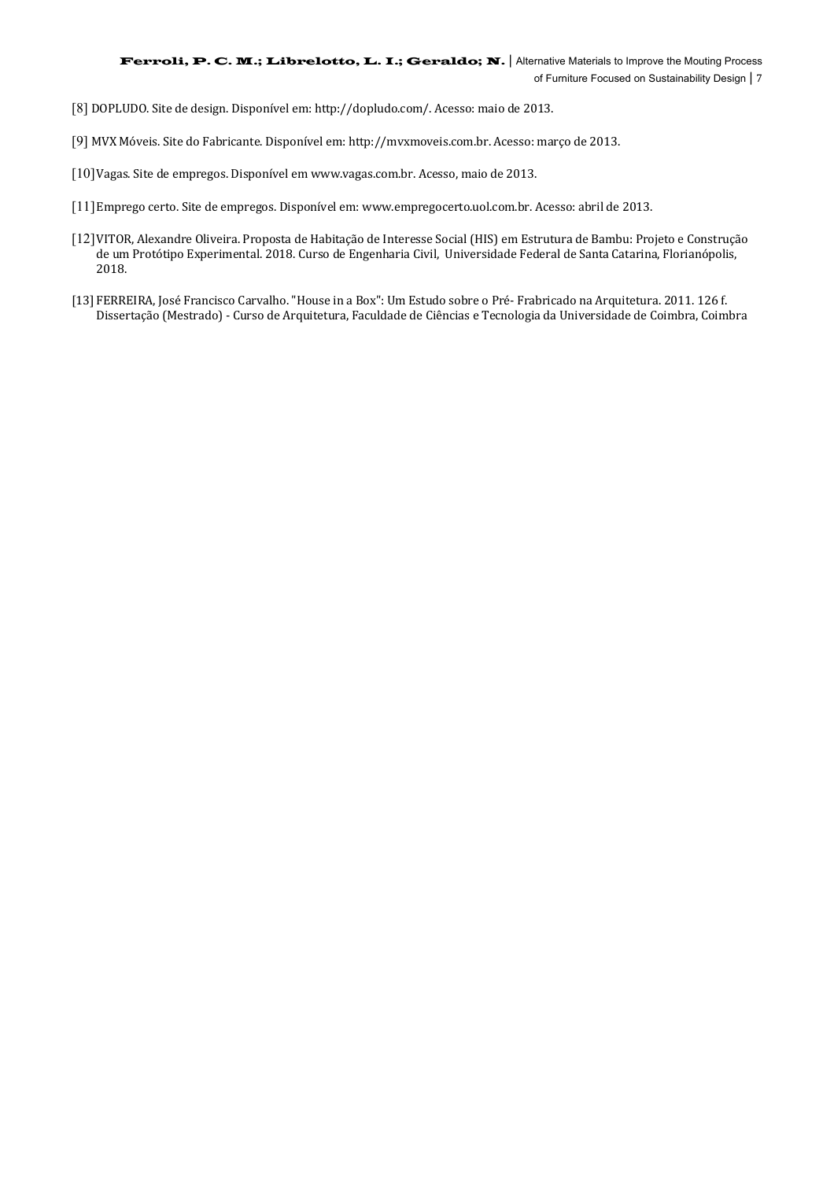[8] DOPLUDO. Site de design. Disponível em: http://dopludo.com/. Acesso: maio de 2013.

[9] MVX Móveis. Site do Fabricante. Disponível em: http://mvxmoveis.com.br. Acesso: março de 2013.

[10] Vagas. Site de empregos. Disponível em www.vagas.com.br. Acesso, maio de 2013.

[11] Emprego certo. Site de empregos. Disponível em: www.empregocerto.uol.com.br. Acesso: abril de 2013.

[12] VITOR, Alexandre Oliveira. Proposta de Habitação de Interesse Social (HIS) em Estrutura de Bambu: Projeto e Construção de um Protótipo Experimental. 2018. Curso de Engenharia Civil, Universidade Federal de Santa Catarina, Florianópolis, 2018.

[13] FERREIRA, José Francisco Carvalho. "House in a Box": Um Estudo sobre o Pré- Frabricado na Arquitetura. 2011. 126 f. Dissertação (Mestrado) - Curso de Arquitetura, Faculdade de Ciências e Tecnologia da Universidade de Coimbra, Coimbra